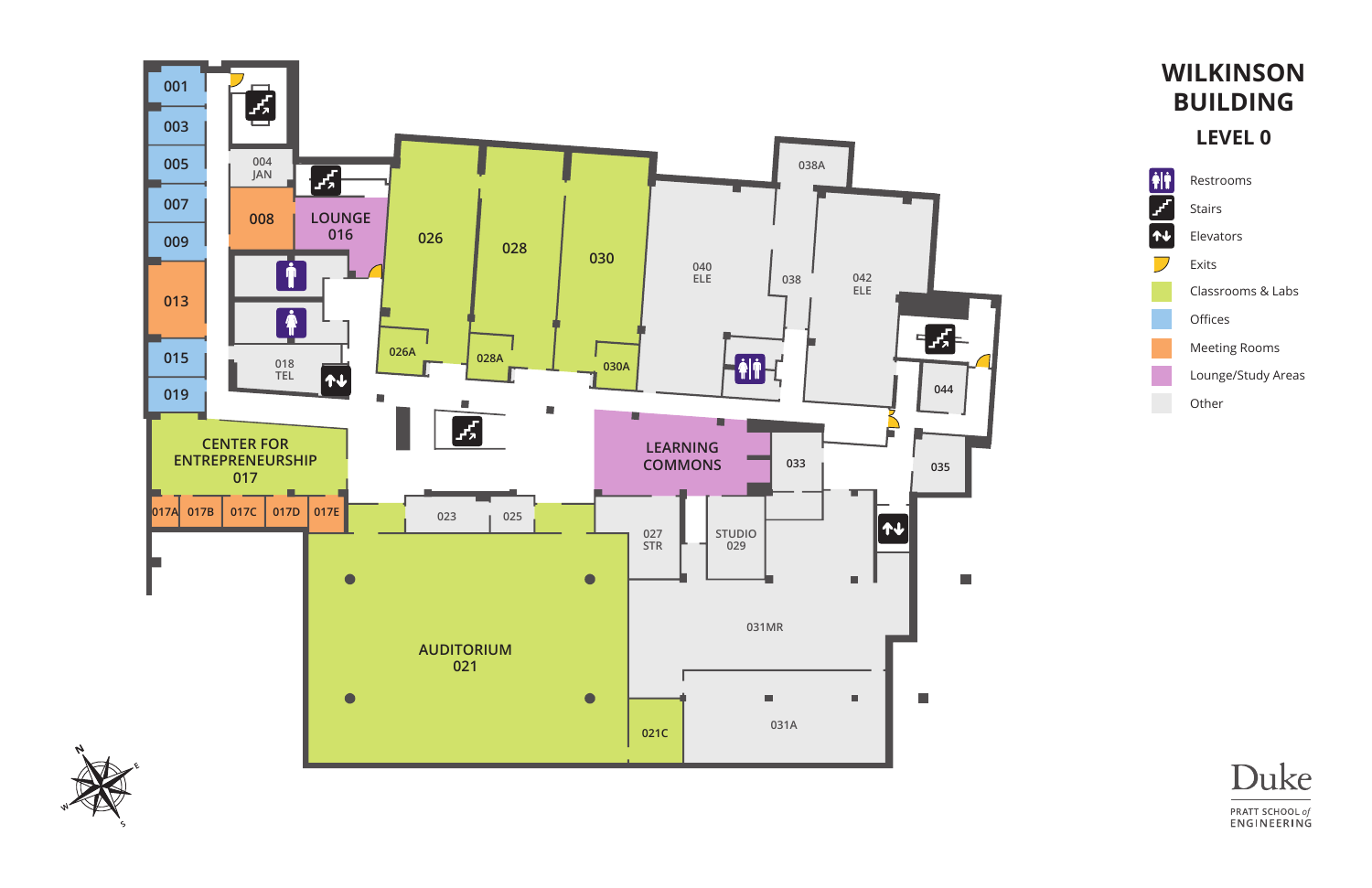# WILKINSON BUILDING

## LEVEL 0

- Restrooms
- Stairs
- Elevators
- Exits
- Classrooms & Labs
- Offices
- Meeting Rooms
- Lounge/Study Areas
- Other

001
003
005
007
009
013
015
019

004 JAN
008
LOUNGE 016
018 TEL

CENTER FOR ENTREPRENEURSHIP 017

017A 017B 017C 017D 017E

026
026A
028
028A
030
030A

023 025

AUDITORIUM 021

021C

LEARNING COMMONS

033

027 STR

STUDIO 029

031MR

031A

040 ELE

038A
038

042 ELE

044

035

Duke
PRATT SCHOOL *of* ENGINEERING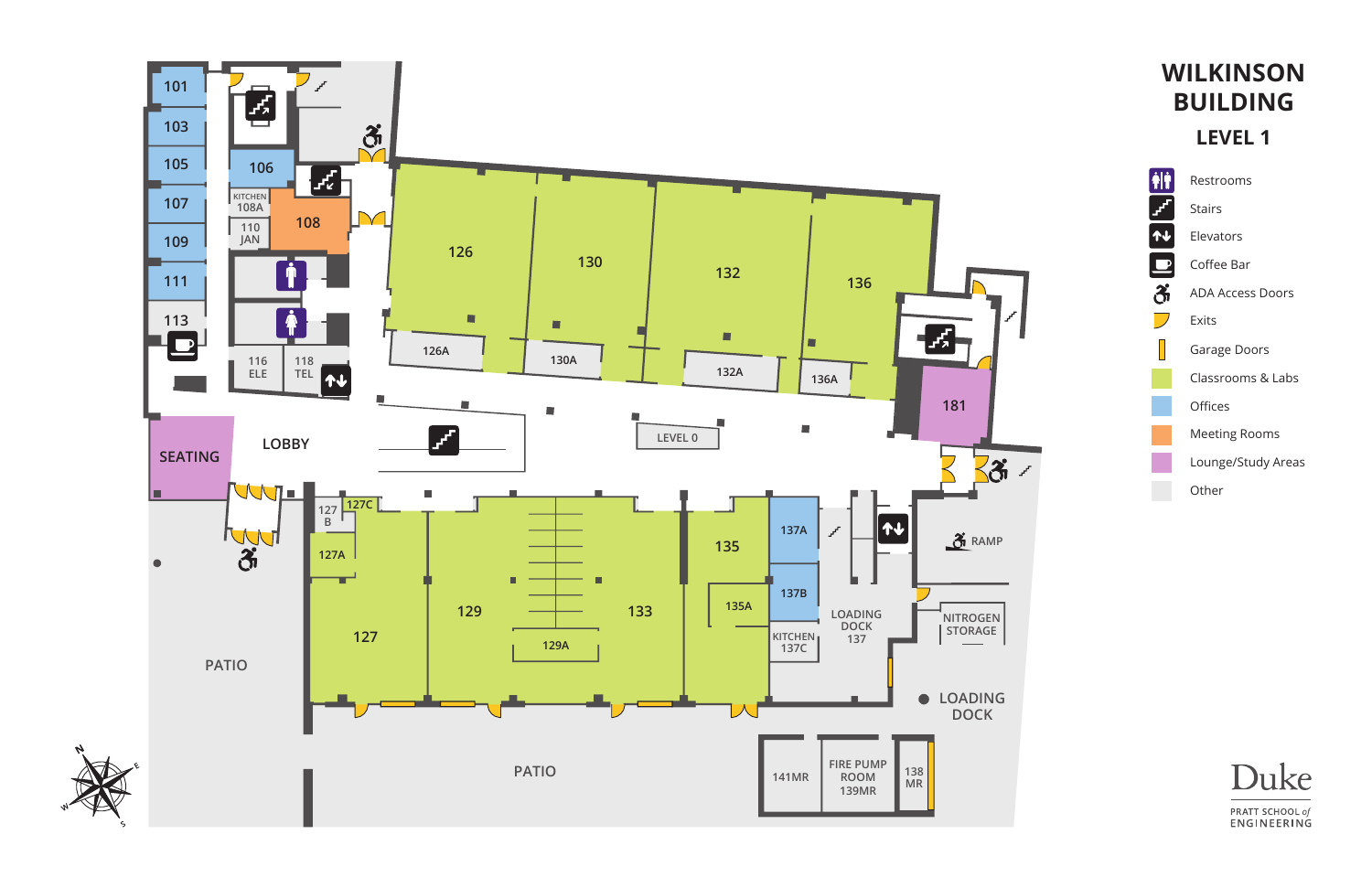# WILKINSON BUILDING

## LEVEL 1

- Restrooms
- Stairs
- Elevators
- Coffee Bar
- ADA Access Doors
- Exits
- Garage Doors
- Classrooms & Labs
- Offices
- Meeting Rooms
- Lounge/Study Areas
- Other

101
103
105
107
109
111
113
106
KITCHEN 108A
108
110 JAN
116 ELE
118 TEL
SEATING
LOBBY
126
126A
130
130A
132
132A
136
136A
181
LEVEL 0
127 B
127C
127A
127
129
129A
133
135
135A
137A
137B
KITCHEN 137C
LOADING DOCK 137
RAMP
NITROGEN STORAGE
LOADING DOCK
PATIO
PATIO
141MR
FIRE PUMP ROOM 139MR
138 MR

Duke
PRATT SCHOOL of ENGINEERING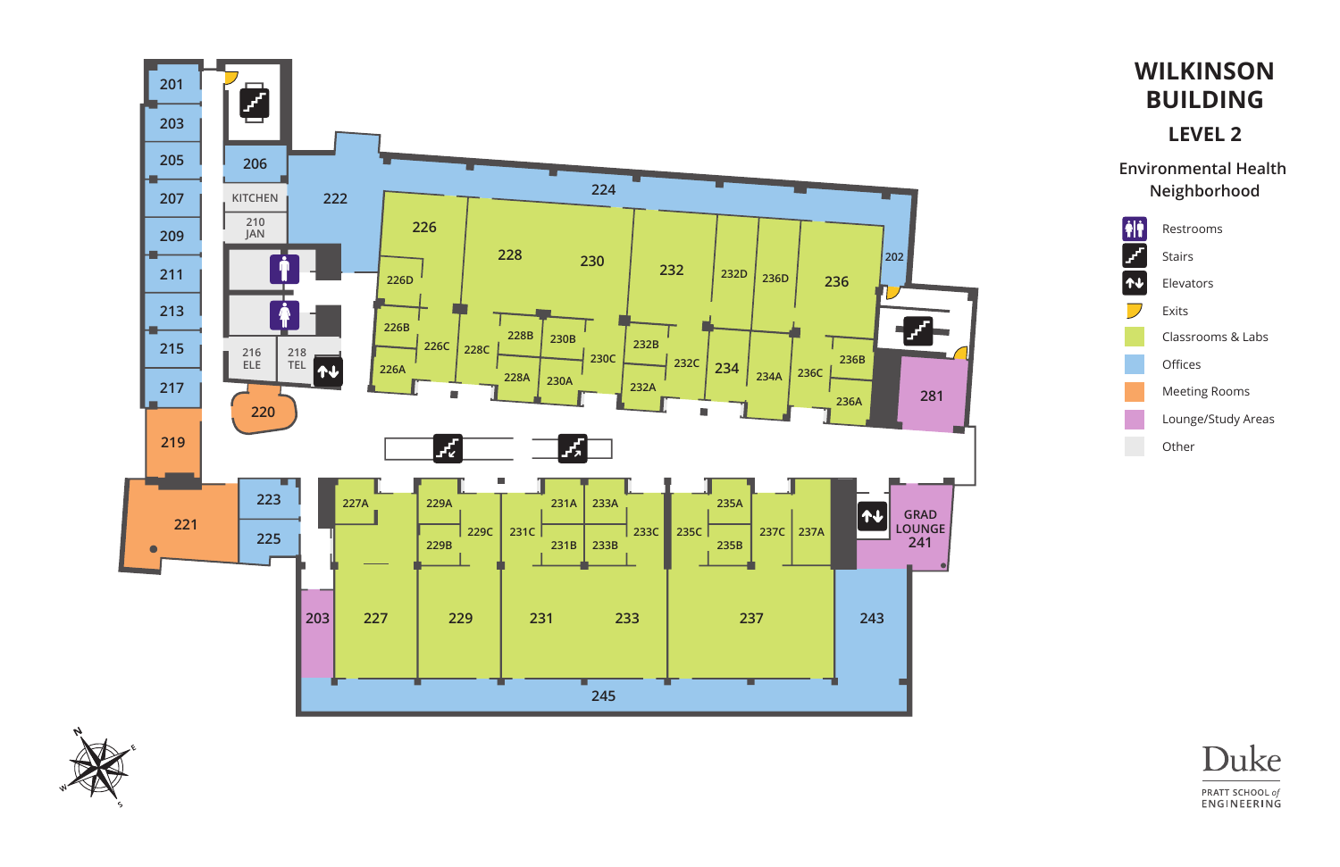# WILKINSON BUILDING

## LEVEL 2

### Environmental Health Neighborhood

- Restrooms
- Stairs
- Elevators
- Exits
- Classrooms & Labs
- Offices
- Meeting Rooms
- Lounge/Study Areas
- Other

201
203
205
207
209
211
213
215
217
219
221
206
KITCHEN
210 JAN
216 ELE
218 TEL
220
222
223
225
224
226
226D
226B
226C
226A
228
228C
228B
228A
230
230B
230C
230A
232
232B
232C
232A
232D
236D
234
234A
236
236C
236B
236A
202
281
227A
227
229A
229C
229B
229
231A
231C
231B
231
233A
233C
233B
233
235A
235C
235B
237C
237A
237
GRAD LOUNGE 241
203
243
245

N E S W

Duke
PRATT SCHOOL of ENGINEERING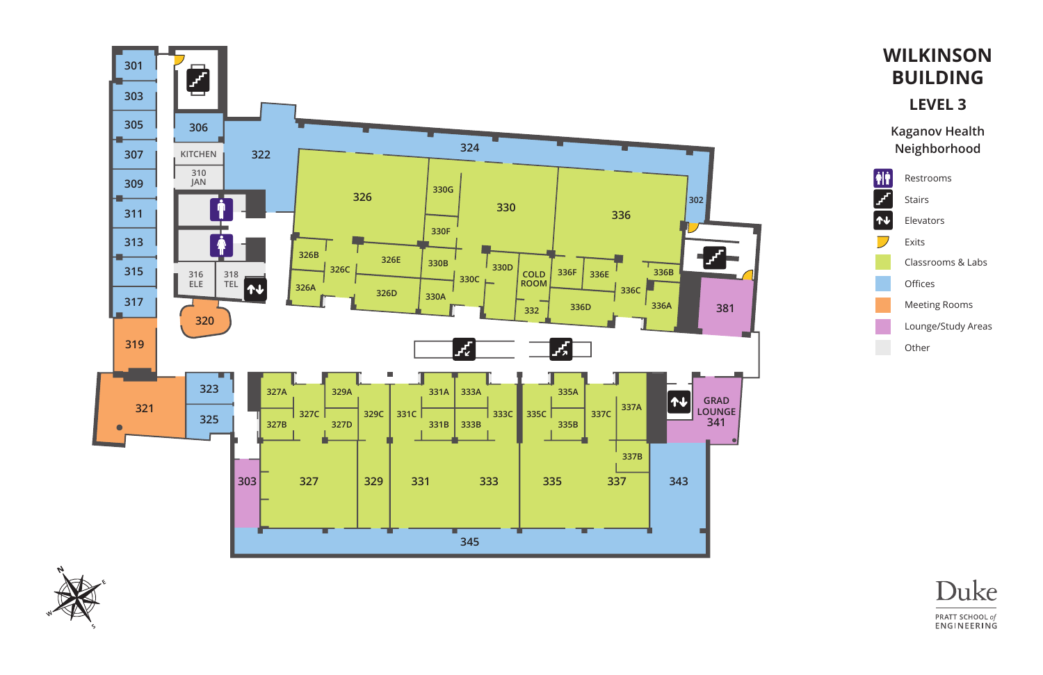# WILKINSON BUILDING

## LEVEL 3

### Kaganov Health Neighborhood

- Restrooms
- Stairs
- Elevators
- Exits
- Classrooms & Labs
- Offices
- Meeting Rooms
- Lounge/Study Areas
- Other

301, 303, 305, 307, 309, 311, 313, 315, 317, 319, 321, 323, 325, 306, KITCHEN, 310 JAN, 316 ELE, 318 TEL, 320, 322, 324, 302, 326, 326A, 326B, 326C, 326D, 326E, 330, 330A, 330B, 330C, 330D, 330F, 330G, COLD ROOM, 332, 336, 336A, 336B, 336C, 336D, 336E, 336F, 381, 303, 327, 327A, 327B, 327C, 327D, 329, 329A, 329C, 331, 331A, 331B, 331C, 333, 333A, 333B, 333C, 335, 335A, 335B, 335C, 337, 337A, 337B, 337C, GRAD LOUNGE 341, 343, 345

N E S W

Duke PRATT SCHOOL of ENGINEERING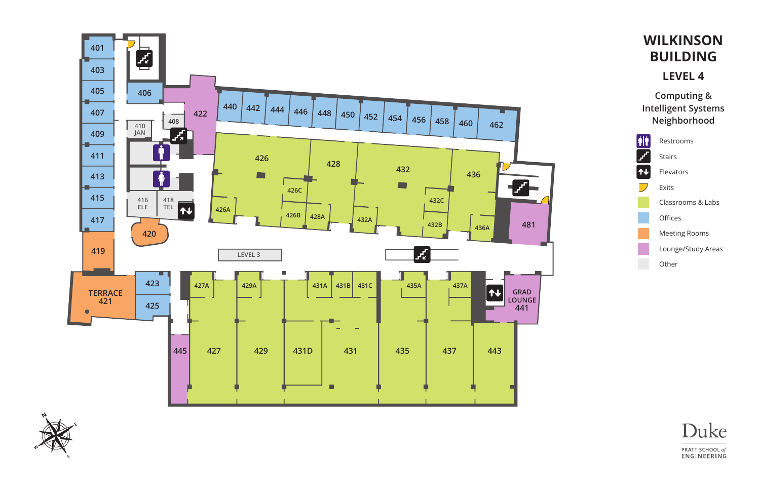# WILKINSON BUILDING

## LEVEL 4

Computing & Intelligent Systems Neighborhood

- Restrooms
- Stairs
- Elevators
- Exits
- Classrooms & Labs
- Offices
- Meeting Rooms
- Lounge/Study Areas
- Other

401, 403, 405, 406, 407, 408, 409, 410 JAN, 411, 413, 415, 416 ELE, 417, 418 TEL, 419, 420, TERRACE 421, 422, 423, 425, 426, 426A, 426B, 426C, 427, 427A, 428, 428A, 429, 429A, 431, 431A, 431B, 431C, 431D, 432, 432A, 432B, 432C, 435, 435A, 436, 436A, 437, 437A, 440, 442, 443, 444, 445, 446, 448, 450, 452, 454, 456, 458, 460, 462, 481, GRAD LOUNGE 441

LEVEL 3

N E S W

Duke

PRATT SCHOOL *of* ENGINEERING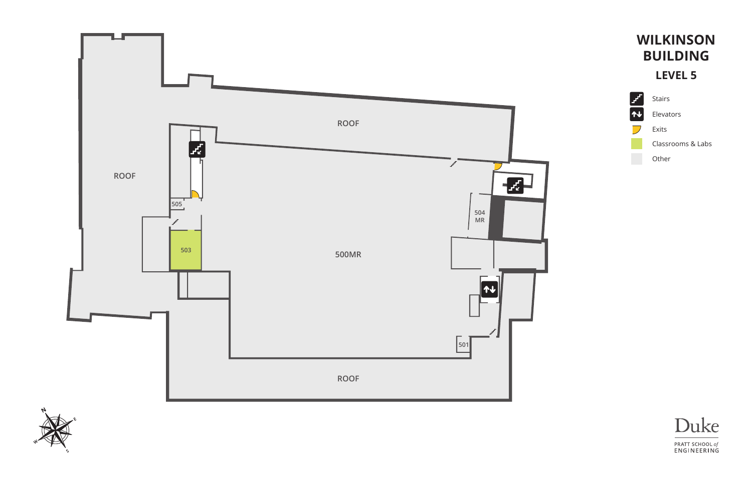# WILKINSON BUILDING

## LEVEL 5

- Stairs
- Elevators
- Exits
- Classrooms & Labs
- Other

ROOF

ROOF

ROOF

505

503

500MR

504
MR

501

Duke
PRATT SCHOOL *of*
ENGINEERING